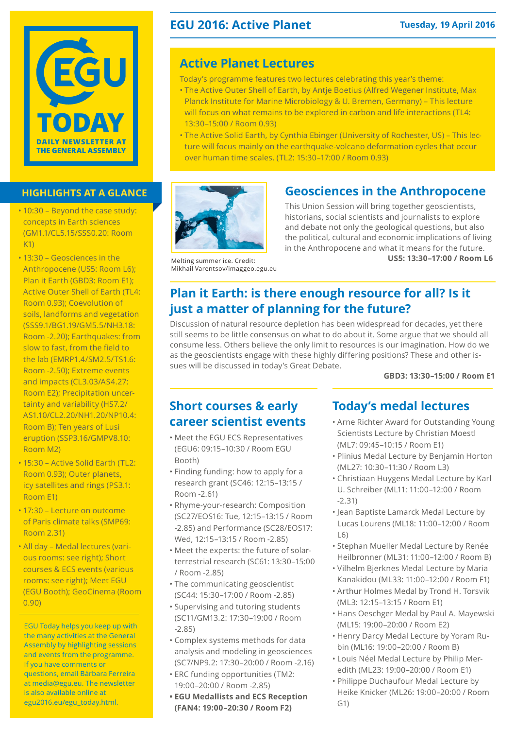# EGU TODAY

DAILY NEWSLETTER AT THE GENERAL ASSEMBLY

## EGU 2016: Active Planet

Tuesday, 19 April 2016

## HIGHLIGHTS AT A GLANCE

- 10:30 – Beyond the case study: concepts in Earth sciences (GM1.1/CL5.15/SSS0.20: Room K1)
- 13:30 – Geosciences in the Anthropocene (US5: Room L6); Plan it Earth (GBD3: Room E1); Active Outer Shell of Earth (TL4: Room 0.93); Coevolution of soils, landforms and vegetation (SSS9.1/BG1.19/GM5.5/NH3.18: Room -2.20); Earthquakes: from slow to fast, from the field to the lab (EMRP1.4/SM2.5/TS1.6: Room -2.50); Extreme events and impacts (CL3.03/AS4.27: Room E2); Precipitation uncertainty and variability (HS7.2/AS1.10/CL2.20/NH1.20/NP10.4: Room B); Ten years of Lusi eruption (SSP3.16/GMPV8.10: Room M2)
- 15:30 – Active Solid Earth (TL2: Room 0.93); Outer planets, icy satellites and rings (PS3.1: Room E1)
- 17:30 – Lecture on outcome of Paris climate talks (SMP69: Room 2.31)
- All day – Medal lectures (various rooms: see right); Short courses & ECS events (various rooms: see right); Meet EGU (EGU Booth); GeoCinema (Room 0.90)

EGU Today helps you keep up with the many activities at the General Assembly by highlighting sessions and events from the programme. If you have comments or questions, email Bárbara Ferreira at media@egu.eu. The newsletter is also available online at egu2016.eu/egu_today.html.

## Active Planet Lectures

Today's programme features two lectures celebrating this year's theme:

- The Active Outer Shell of Earth, by Antje Boetius (Alfred Wegener Institute, Max Planck Institute for Marine Microbiology & U. Bremen, Germany) – This lecture will focus on what remains to be explored in carbon and life interactions (TL4: 13:30–15:00 / Room 0.93)
- The Active Solid Earth, by Cynthia Ebinger (University of Rochester, US) – This lecture will focus mainly on the earthquake-volcano deformation cycles that occur over human time scales. (TL2: 15:30–17:00 / Room 0.93)

Melting summer ice. Credit: Mikhail Varentsov/imaggeo.egu.eu

## Geosciences in the Anthropocene

This Union Session will bring together geoscientists, historians, social scientists and journalists to explore and debate not only the geological questions, but also the political, cultural and economic implications of living in the Anthropocene and what it means for the future.

**US5: 13:30–17:00 / Room L6**

## Plan it Earth: is there enough resource for all? Is it just a matter of planning for the future?

Discussion of natural resource depletion has been widespread for decades, yet there still seems to be little consensus on what to do about it. Some argue that we should all consume less. Others believe the only limit to resources is our imagination. How do we as the geoscientists engage with these highly differing positions? These and other issues will be discussed in today's Great Debate.

**GBD3: 13:30–15:00 / Room E1**

## Short courses & early career scientist events

- Meet the EGU ECS Representatives (EGU6: 09:15–10:30 / Room EGU Booth)
- Finding funding: how to apply for a research grant (SC46: 12:15–13:15 / Room -2.61)
- Rhyme-your-research: Composition (SC27/EOS16: Tue, 12:15–13:15 / Room -2.85) and Performance (SC28/EOS17: Wed, 12:15–13:15 / Room -2.85)
- Meet the experts: the future of solar-terrestrial research (SC61: 13:30–15:00 / Room -2.85)
- The communicating geoscientist (SC44: 15:30–17:00 / Room -2.85)
- Supervising and tutoring students (SC11/GM13.2: 17:30–19:00 / Room -2.85)
- Complex systems methods for data analysis and modeling in geosciences (SC7/NP9.2: 17:30–20:00 / Room -2.16)
- ERC funding opportunities (TM2: 19:00–20:00 / Room -2.85)
- **EGU Medallists and ECS Reception (FAN4: 19:00–20:30 / Room F2)**

## Today's medal lectures

- Arne Richter Award for Outstanding Young Scientists Lecture by Christian Moestl (ML7: 09:45–10:15 / Room E1)
- Plinius Medal Lecture by Benjamin Horton (ML27: 10:30–11:30 / Room L3)
- Christiaan Huygens Medal Lecture by Karl U. Schreiber (ML11: 11:00–12:00 / Room -2.31)
- Jean Baptiste Lamarck Medal Lecture by Lucas Lourens (ML18: 11:00–12:00 / Room L6)
- Stephan Mueller Medal Lecture by Renée Heilbronner (ML31: 11:00–12:00 / Room B)
- Vilhelm Bjerknes Medal Lecture by Maria Kanakidou (ML33: 11:00–12:00 / Room F1)
- Arthur Holmes Medal by Trond H. Torsvik (ML3: 12:15–13:15 / Room E1)
- Hans Oeschger Medal by Paul A. Mayewski (ML15: 19:00–20:00 / Room E2)
- Henry Darcy Medal Lecture by Yoram Rubin (ML16: 19:00–20:00 / Room B)
- Louis Néel Medal Lecture by Philip Meredith (ML23: 19:00–20:00 / Room E1)
- Philippe Duchaufour Medal Lecture by Heike Knicker (ML26: 19:00–20:00 / Room G1)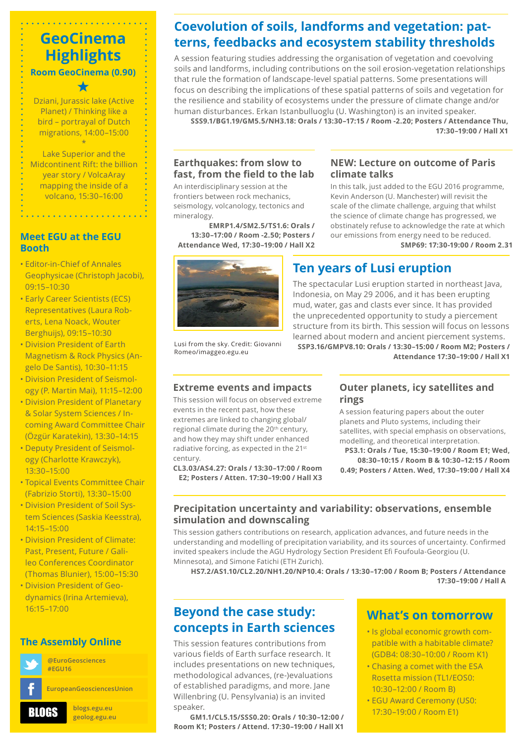## GeoCinema Highlights

**Room GeoCinema (0.90)**

★

Dziani, Jurassic lake (Active Planet) / Thinking like a bird – portrayal of Dutch migrations, 14:00–15:00

*

Lake Superior and the Midcontinent Rift: the billion year story / VolcaAray mapping the inside of a volcano, 15:30–16:00

## Meet EGU at the EGU Booth

- Editor-in-Chief of Annales Geophysicae (Christoph Jacobi), 09:15–10:30
- Early Career Scientists (ECS) Representatives (Laura Roberts, Lena Noack, Wouter Berghuijs), 09:15–10:30
- Division President of Earth Magnetism & Rock Physics (Angelo De Santis), 10:30–11:15
- Division President of Seismology (P. Martin Mai), 11:15–12:00
- Division President of Planetary & Solar System Sciences / Incoming Award Committee Chair (Özgür Karatekin), 13:30–14:15
- Deputy President of Seismology (Charlotte Krawczyk), 13:30–15:00
- Topical Events Committee Chair (Fabrizio Storti), 13:30–15:00
- Division President of Soil System Sciences (Saskia Keesstra), 14:15–15:00
- Division President of Climate: Past, Present, Future / Galileo Conferences Coordinator (Thomas Blunier), 15:00–15:30
- Division President of Geodynamics (Irina Artemieva), 16:15–17:00

## The Assembly Online

@EuroGeosciences
#EGU16

EuropeanGeosciencesUnion

BLOGS
blogs.egu.eu
geolog.egu.eu

## Coevolution of soils, landforms and vegetation: patterns, feedbacks and ecosystem stability thresholds

A session featuring studies addressing the organisation of vegetation and coevolving soils and landforms, including contributions on the soil erosion-vegetation relationships that rule the formation of landscape-level spatial patterns. Some presentations will focus on describing the implications of these spatial patterns of soils and vegetation for the resilience and stability of ecosystems under the pressure of climate change and/or human disturbances. Erkan Istanbulluoglu (U. Washington) is an invited speaker.

**SSS9.1/BG1.19/GM5.5/NH3.18: Orals / 13:30–17:15 / Room -2.20; Posters / Attendance Thu, 17:30–19:00 / Hall X1**

### Earthquakes: from slow to fast, from the field to the lab

An interdisciplinary session at the frontiers between rock mechanics, seismology, volcanology, tectonics and mineralogy.

**EMRP1.4/SM2.5/TS1.6: Orals / 13:30–17:00 / Room -2.50; Posters / Attendance Wed, 17:30–19:00 / Hall X2**

### NEW: Lecture on outcome of Paris climate talks

In this talk, just added to the EGU 2016 programme, Kevin Anderson (U. Manchester) will revisit the scale of the climate challenge, arguing that whilst the science of climate change has progressed, we obstinately refuse to acknowledge the rate at which our emissions from energy need to be reduced.

**SMP69: 17:30-19:00 / Room 2.31**

## Ten years of Lusi eruption

Lusi from the sky. Credit: Giovanni Romeo/imaggeo.egu.eu

The spectacular Lusi eruption started in northeast Java, Indonesia, on May 29 2006, and it has been erupting mud, water, gas and clasts ever since. It has provided the unprecedented opportunity to study a piercement structure from its birth. This session will focus on lessons learned about modern and ancient piercement systems.

**SSP3.16/GMPV8.10: Orals / 13:30–15:00 / Room M2; Posters / Attendance 17:30–19:00 / Hall X1**

### Extreme events and impacts

This session will focus on observed extreme events in the recent past, how these extremes are linked to changing global/regional climate during the 20th century, and how they may shift under enhanced radiative forcing, as expected in the 21st century.

**CL3.03/AS4.27: Orals / 13:30–17:00 / Room E2; Posters / Atten. 17:30–19:00 / Hall X3**

### Outer planets, icy satellites and rings

A session featuring papers about the outer planets and Pluto systems, including their satellites, with special emphasis on observations, modelling, and theoretical interpretation.

**PS3.1: Orals / Tue, 15:30–19:00 / Room E1; Wed, 08:30–10:15 / Room B & 10:30–12:15 / Room 0.49; Posters / Atten. Wed, 17:30–19:00 / Hall X4**

### Precipitation uncertainty and variability: observations, ensemble simulation and downscaling

This session gathers contributions on research, application advances, and future needs in the understanding and modelling of precipitation variability, and its sources of uncertainty. Confirmed invited speakers include the AGU Hydrology Section President Efi Foufoula-Georgiou (U. Minnesota), and Simone Fatichi (ETH Zurich).

**HS7.2/AS1.10/CL2.20/NH1.20/NP10.4: Orals / 13:30–17:00 / Room B; Posters / Attendance 17:30–19:00 / Hall A**

## Beyond the case study: concepts in Earth sciences

This session features contributions from various fields of Earth surface research. It includes presentations on new techniques, methodological advances, (re-)evaluations of established paradigms, and more. Jane Willenbring (U. Pensylvania) is an invited speaker.

**GM1.1/CL5.15/SSS0.20: Orals / 10:30–12:00 / Room K1; Posters / Attend. 17:30–19:00 / Hall X1**

## What's on tomorrow

- Is global economic growth compatible with a habitable climate? (GDB4: 08:30–10:00 / Room K1)
- Chasing a comet with the ESA Rosetta mission (TL1/EOS0: 10:30–12:00 / Room B)
- EGU Award Ceremony (US0: 17:30–19:00 / Room E1)